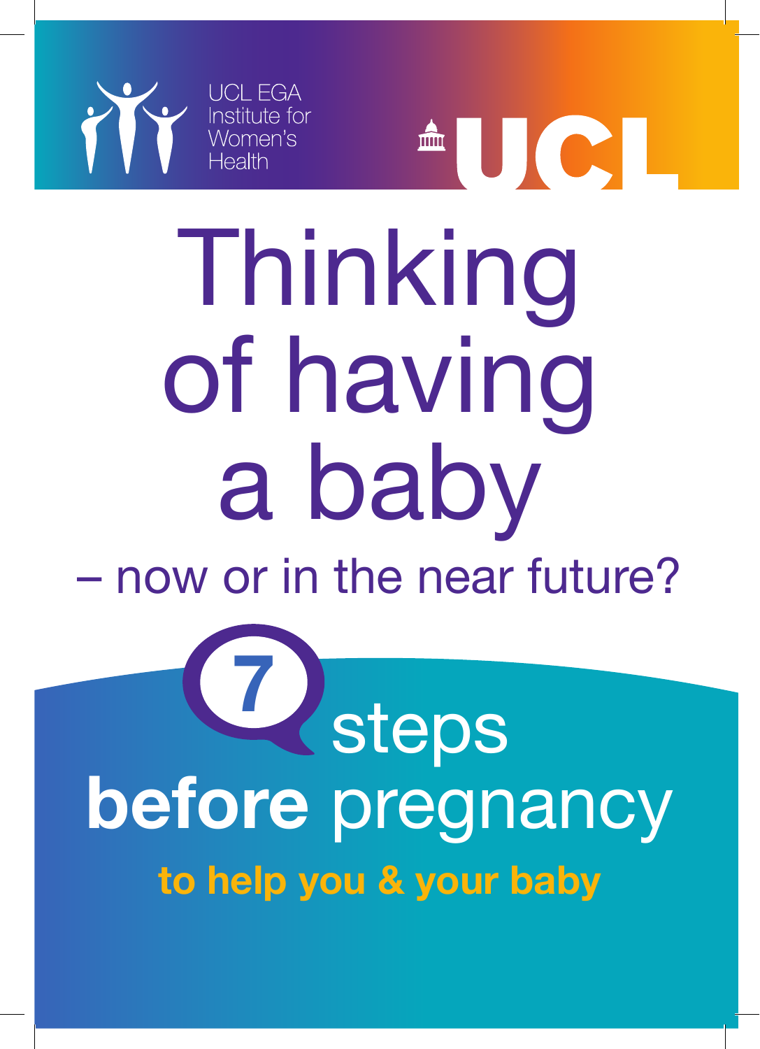UCL EGA Institute for Women's Health

UCL

# Thinking of having a baby

## – now or in the near future?

## 7 steps **before** pregnancy

**to help you & your baby**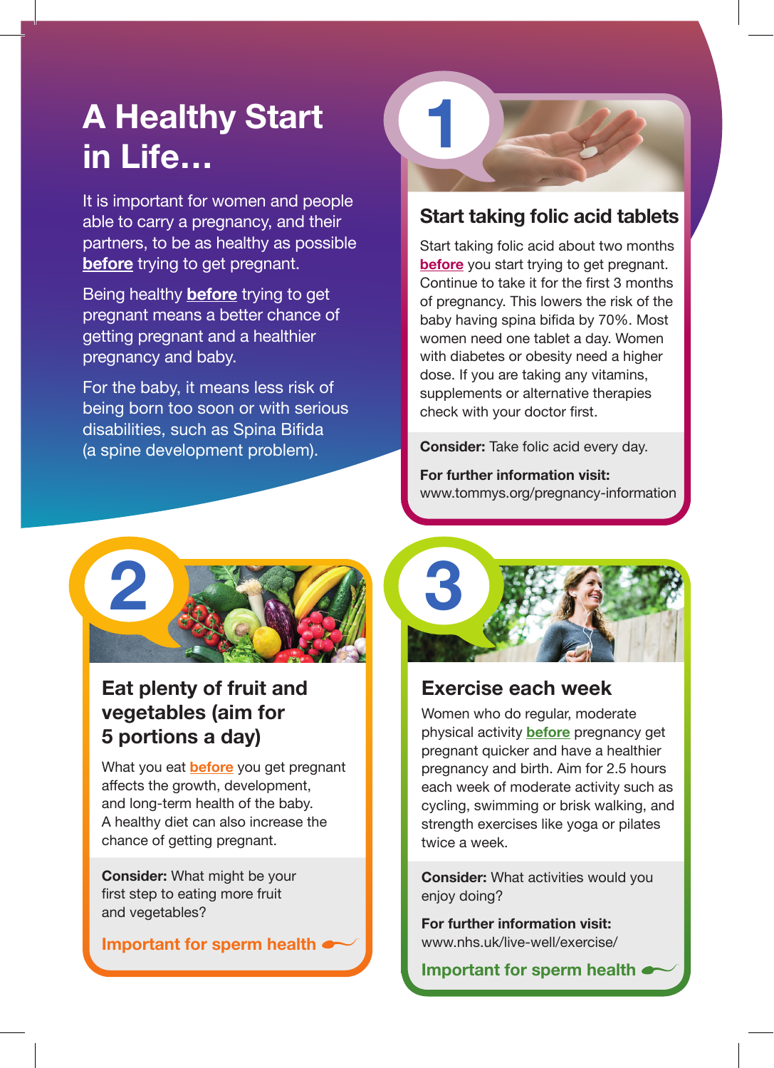# A Healthy Start in Life…

It is important for women and people able to carry a pregnancy, and their partners, to be as healthy as possible **before** trying to get pregnant.

Being healthy **before** trying to get pregnant means a better chance of getting pregnant and a healthier pregnancy and baby.

For the baby, it means less risk of being born too soon or with serious disabilities, such as Spina Bifida (a spine development problem).

## 1

### Start taking folic acid tablets

Start taking folic acid about two months **before** you start trying to get pregnant. Continue to take it for the first 3 months of pregnancy. This lowers the risk of the baby having spina bifida by 70%. Most women need one tablet a day. Women with diabetes or obesity need a higher dose. If you are taking any vitamins, supplements or alternative therapies check with your doctor first.

**Consider:** Take folic acid every day.

**For further information visit:**
www.tommys.org/pregnancy-information

## 2

### Eat plenty of fruit and vegetables (aim for 5 portions a day)

What you eat **before** you get pregnant affects the growth, development, and long-term health of the baby. A healthy diet can also increase the chance of getting pregnant.

**Consider:** What might be your first step to eating more fruit and vegetables?

**Important for sperm health**

## 3

### Exercise each week

Women who do regular, moderate physical activity **before** pregnancy get pregnant quicker and have a healthier pregnancy and birth. Aim for 2.5 hours each week of moderate activity such as cycling, swimming or brisk walking, and strength exercises like yoga or pilates twice a week.

**Consider:** What activities would you enjoy doing?

**For further information visit:**
www.nhs.uk/live-well/exercise/

**Important for sperm health**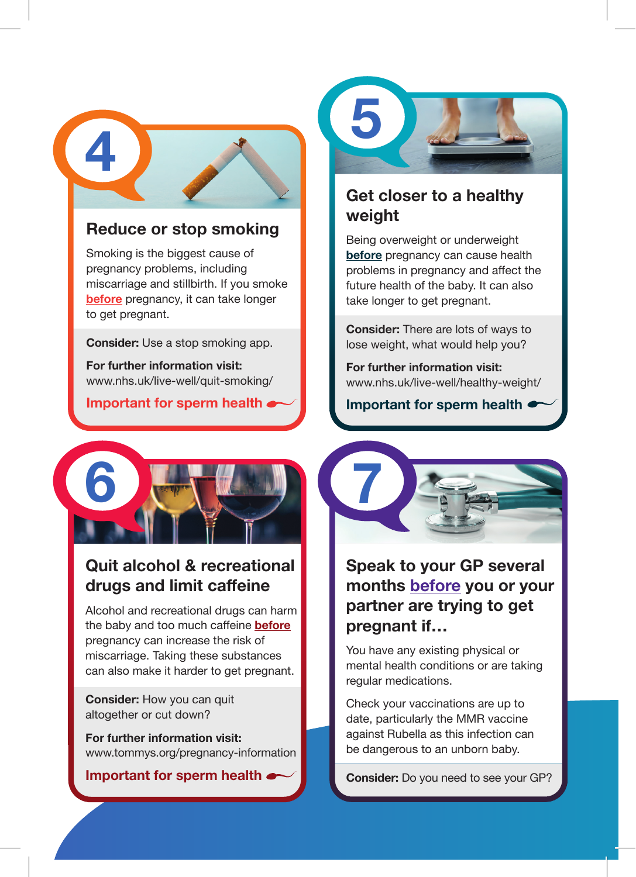## 4

### Reduce or stop smoking

Smoking is the biggest cause of pregnancy problems, including miscarriage and stillbirth. If you smoke **before** pregnancy, it can take longer to get pregnant.

**Consider:** Use a stop smoking app.

**For further information visit:**
www.nhs.uk/live-well/quit-smoking/

**Important for sperm health**

## 5

### Get closer to a healthy weight

Being overweight or underweight **before** pregnancy can cause health problems in pregnancy and affect the future health of the baby. It can also take longer to get pregnant.

**Consider:** There are lots of ways to lose weight, what would help you?

**For further information visit:**
www.nhs.uk/live-well/healthy-weight/

**Important for sperm health**

## 6

### Quit alcohol & recreational drugs and limit caffeine

Alcohol and recreational drugs can harm the baby and too much caffeine **before** pregnancy can increase the risk of miscarriage. Taking these substances can also make it harder to get pregnant.

**Consider:** How you can quit altogether or cut down?

**For further information visit:**
www.tommys.org/pregnancy-information

**Important for sperm health**

## 7

### Speak to your GP several months before you or your partner are trying to get pregnant if…

You have any existing physical or mental health conditions or are taking regular medications.

Check your vaccinations are up to date, particularly the MMR vaccine against Rubella as this infection can be dangerous to an unborn baby.

**Consider:** Do you need to see your GP?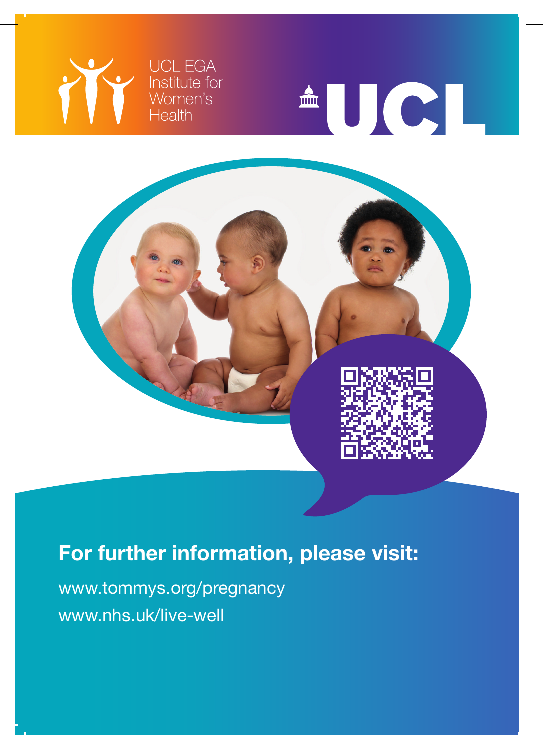UCL EGA Institute for Women's Health

UCL

**For further information, please visit:**

www.tommys.org/pregnancy

www.nhs.uk/live-well